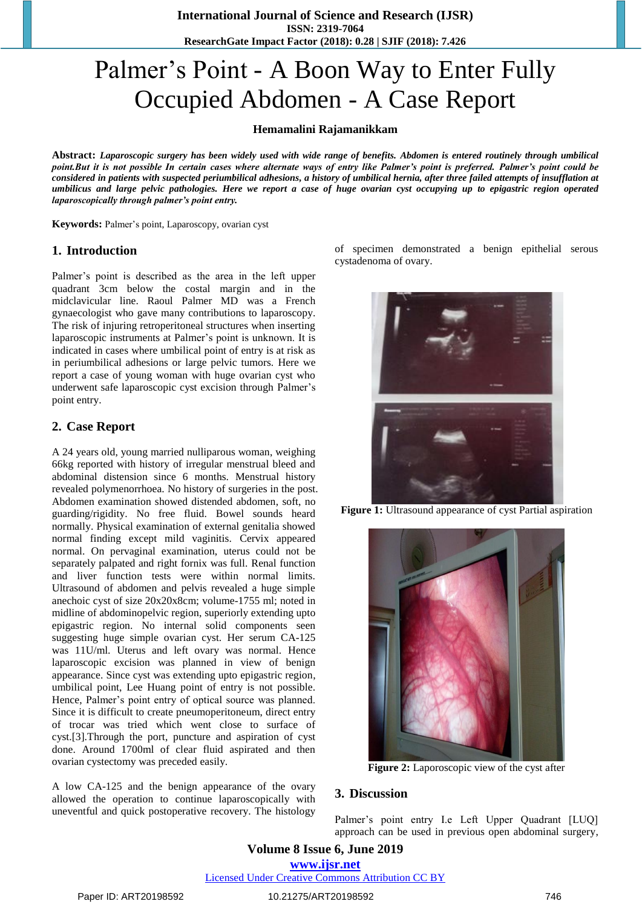# Palmer's Point - A Boon Way to Enter Fully Occupied Abdomen - A Case Report

**Hemamalini Rajamanikkam**

**Abstract:** ***Laparoscopic surgery has been widely used with wide range of benefits. Abdomen is entered routinely through umbilical point.But it is not possible In certain cases where alternate ways of entry like Palmer's point is preferred. Palmer's point could be considered in patients with suspected periumbilical adhesions, a history of umbilical hernia, after three failed attempts of insufflation at umbilicus and large pelvic pathologies. Here we report a case of huge ovarian cyst occupying up to epigastric region operated laparoscopically through palmer's point entry.***

**Keywords:** Palmer's point, Laparoscopy, ovarian cyst

## 1. Introduction

Palmer's point is described as the area in the left upper quadrant 3cm below the costal margin and in the midclavicular line. Raoul Palmer MD was a French gynaecologist who gave many contributions to laparoscopy. The risk of injuring retroperitoneal structures when inserting laparoscopic instruments at Palmer's point is unknown. It is indicated in cases where umbilical point of entry is at risk as in periumbilical adhesions or large pelvic tumors. Here we report a case of young woman with huge ovarian cyst who underwent safe laparoscopic cyst excision through Palmer's point entry.

## 2. Case Report

A 24 years old, young married nulliparous woman, weighing 66kg reported with history of irregular menstrual bleed and abdominal distension since 6 months. Menstrual history revealed polymenorrhoea. No history of surgeries in the post. Abdomen examination showed distended abdomen, soft, no guarding/rigidity. No free fluid. Bowel sounds heard normally. Physical examination of external genitalia showed normal finding except mild vaginitis. Cervix appeared normal. On pervaginal examination, uterus could not be separately palpated and right fornix was full. Renal function and liver function tests were within normal limits. Ultrasound of abdomen and pelvis revealed a huge simple anechoic cyst of size 20x20x8cm; volume-1755 ml; noted in midline of abdominopelvic region, superiorly extending upto epigastric region. No internal solid components seen suggesting huge simple ovarian cyst. Her serum CA-125 was 11U/ml. Uterus and left ovary was normal. Hence laparoscopic excision was planned in view of benign appearance. Since cyst was extending upto epigastric region, umbilical point, Lee Huang point of entry is not possible. Hence, Palmer's point entry of optical source was planned. Since it is difficult to create pneumoperitoneum, direct entry of trocar was tried which went close to surface of cyst.[3].Through the port, puncture and aspiration of cyst done. Around 1700ml of clear fluid aspirated and then ovarian cystectomy was preceded easily.

A low CA-125 and the benign appearance of the ovary allowed the operation to continue laparoscopically with uneventful and quick postoperative recovery. The histology of specimen demonstrated a benign epithelial serous cystadenoma of ovary.

**Figure 1:** Ultrasound appearance of cyst Partial aspiration

**Figure 2:** Laporoscopic view of the cyst after

## 3. Discussion

Palmer's point entry I.e Left Upper Quadrant [LUQ] approach can be used in previous open abdominal surgery,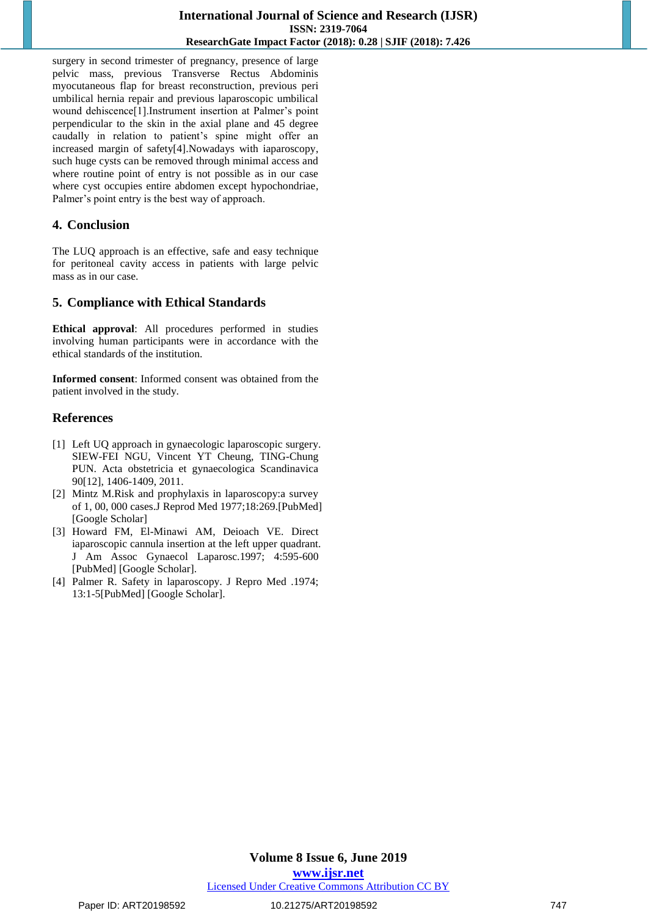surgery in second trimester of pregnancy, presence of large pelvic mass, previous Transverse Rectus Abdominis myocutaneous flap for breast reconstruction, previous peri umbilical hernia repair and previous laparoscopic umbilical wound dehiscence[1].Instrument insertion at Palmer's point perpendicular to the skin in the axial plane and 45 degree caudally in relation to patient's spine might offer an increased margin of safety[4].Nowadays with iaparoscopy, such huge cysts can be removed through minimal access and where routine point of entry is not possible as in our case where cyst occupies entire abdomen except hypochondriae, Palmer's point entry is the best way of approach.

## 4. Conclusion

The LUQ approach is an effective, safe and easy technique for peritoneal cavity access in patients with large pelvic mass as in our case.

## 5. Compliance with Ethical Standards

**Ethical approval**: All procedures performed in studies involving human participants were in accordance with the ethical standards of the institution.

**Informed consent**: Informed consent was obtained from the patient involved in the study.

## References

[1] Left UQ approach in gynaecologic laparoscopic surgery. SIEW-FEI NGU, Vincent YT Cheung, TING-Chung PUN. Acta obstetricia et gynaecologica Scandinavica 90[12], 1406-1409, 2011.

[2] Mintz M.Risk and prophylaxis in laparoscopy:a survey of 1, 00, 000 cases.J Reprod Med 1977;18:269.[PubMed] [Google Scholar]

[3] Howard FM, El-Minawi AM, Deioach VE. Direct iaparoscopic cannula insertion at the left upper quadrant. J Am Assoc Gynaecol Laparosc.1997; 4:595-600 [PubMed] [Google Scholar].

[4] Palmer R. Safety in laparoscopy. J Repro Med .1974; 13:1-5[PubMed] [Google Scholar].